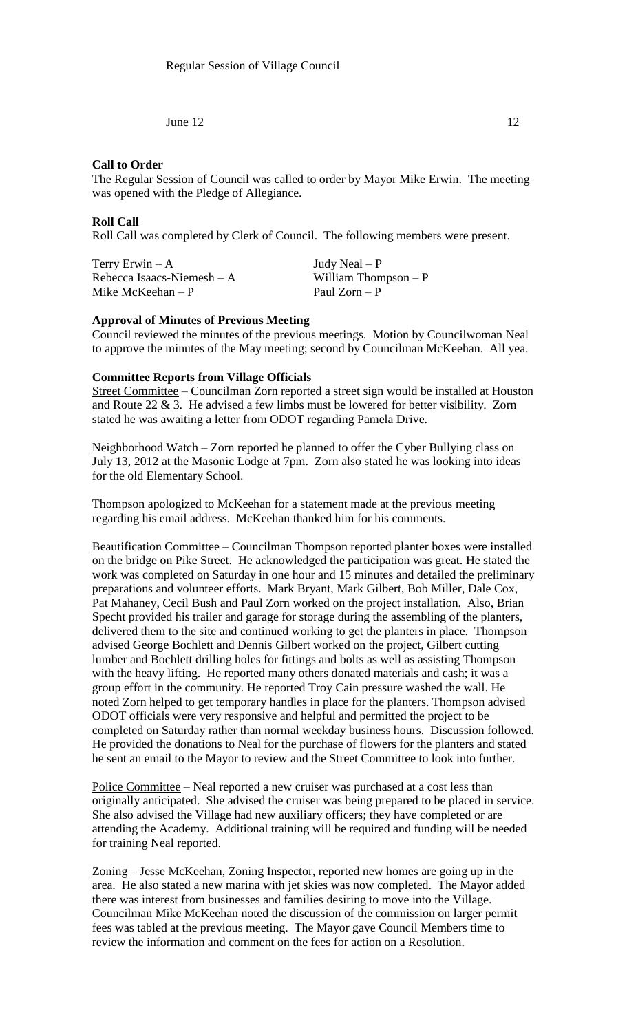Regular Session of Village Council

June 12 12

**Call to Order**

The Regular Session of Council was called to order by Mayor Mike Erwin. The meeting was opened with the Pledge of Allegiance.

**Roll Call**

Roll Call was completed by Clerk of Council. The following members were present.

| | |
|---|---|
| Terry Erwin – A | Judy Neal – P |
| Rebecca Isaacs-Niemesh – A | William Thompson – P |
| Mike McKeehan – P | Paul Zorn – P |

**Approval of Minutes of Previous Meeting**

Council reviewed the minutes of the previous meetings. Motion by Councilwoman Neal to approve the minutes of the May meeting; second by Councilman McKeehan. All yea.

**Committee Reports from Village Officials**

Street Committee – Councilman Zorn reported a street sign would be installed at Houston and Route 22 & 3. He advised a few limbs must be lowered for better visibility. Zorn stated he was awaiting a letter from ODOT regarding Pamela Drive.

Neighborhood Watch – Zorn reported he planned to offer the Cyber Bullying class on July 13, 2012 at the Masonic Lodge at 7pm. Zorn also stated he was looking into ideas for the old Elementary School.

Thompson apologized to McKeehan for a statement made at the previous meeting regarding his email address. McKeehan thanked him for his comments.

Beautification Committee – Councilman Thompson reported planter boxes were installed on the bridge on Pike Street. He acknowledged the participation was great. He stated the work was completed on Saturday in one hour and 15 minutes and detailed the preliminary preparations and volunteer efforts. Mark Bryant, Mark Gilbert, Bob Miller, Dale Cox, Pat Mahaney, Cecil Bush and Paul Zorn worked on the project installation. Also, Brian Specht provided his trailer and garage for storage during the assembling of the planters, delivered them to the site and continued working to get the planters in place. Thompson advised George Bochlett and Dennis Gilbert worked on the project, Gilbert cutting lumber and Bochlett drilling holes for fittings and bolts as well as assisting Thompson with the heavy lifting. He reported many others donated materials and cash; it was a group effort in the community. He reported Troy Cain pressure washed the wall. He noted Zorn helped to get temporary handles in place for the planters. Thompson advised ODOT officials were very responsive and helpful and permitted the project to be completed on Saturday rather than normal weekday business hours. Discussion followed. He provided the donations to Neal for the purchase of flowers for the planters and stated he sent an email to the Mayor to review and the Street Committee to look into further.

Police Committee – Neal reported a new cruiser was purchased at a cost less than originally anticipated. She advised the cruiser was being prepared to be placed in service. She also advised the Village had new auxiliary officers; they have completed or are attending the Academy. Additional training will be required and funding will be needed for training Neal reported.

Zoning – Jesse McKeehan, Zoning Inspector, reported new homes are going up in the area. He also stated a new marina with jet skies was now completed. The Mayor added there was interest from businesses and families desiring to move into the Village. Councilman Mike McKeehan noted the discussion of the commission on larger permit fees was tabled at the previous meeting. The Mayor gave Council Members time to review the information and comment on the fees for action on a Resolution.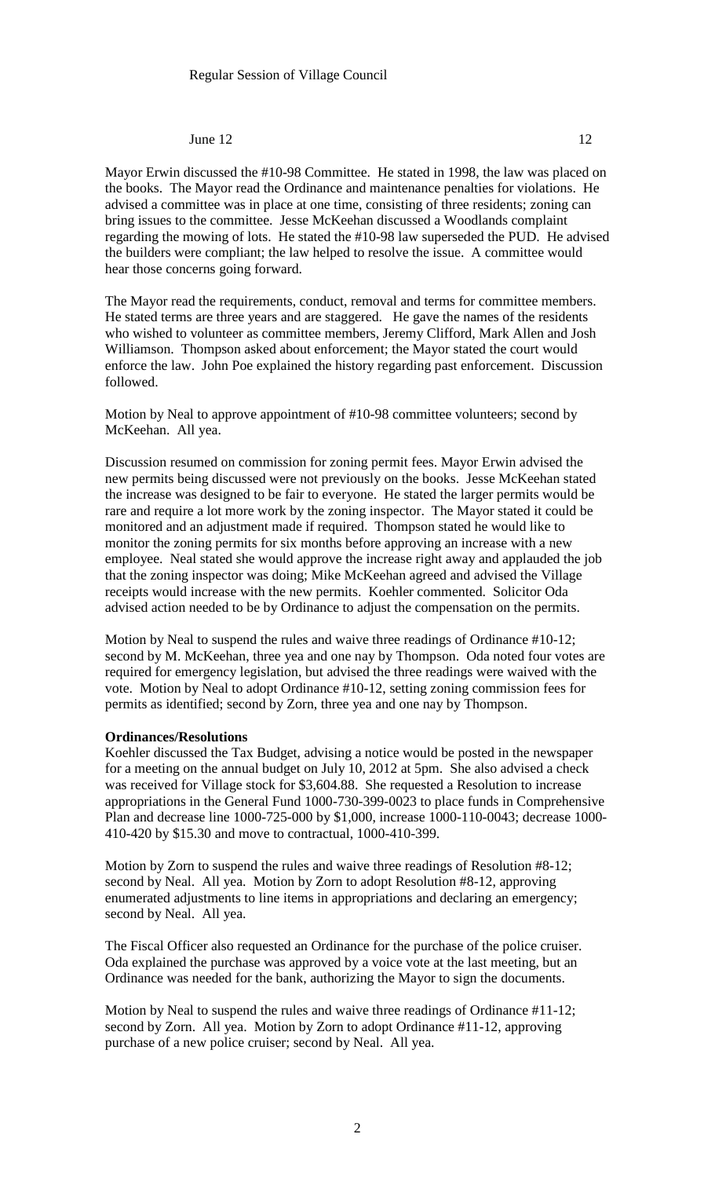Mayor Erwin discussed the #10-98 Committee. He stated in 1998, the law was placed on the books. The Mayor read the Ordinance and maintenance penalties for violations. He advised a committee was in place at one time, consisting of three residents; zoning can bring issues to the committee. Jesse McKeehan discussed a Woodlands complaint regarding the mowing of lots. He stated the #10-98 law superseded the PUD. He advised the builders were compliant; the law helped to resolve the issue. A committee would hear those concerns going forward.

The Mayor read the requirements, conduct, removal and terms for committee members. He stated terms are three years and are staggered. He gave the names of the residents who wished to volunteer as committee members, Jeremy Clifford, Mark Allen and Josh Williamson. Thompson asked about enforcement; the Mayor stated the court would enforce the law. John Poe explained the history regarding past enforcement. Discussion followed.

Motion by Neal to approve appointment of #10-98 committee volunteers; second by McKeehan. All yea.

Discussion resumed on commission for zoning permit fees. Mayor Erwin advised the new permits being discussed were not previously on the books. Jesse McKeehan stated the increase was designed to be fair to everyone. He stated the larger permits would be rare and require a lot more work by the zoning inspector. The Mayor stated it could be monitored and an adjustment made if required. Thompson stated he would like to monitor the zoning permits for six months before approving an increase with a new employee. Neal stated she would approve the increase right away and applauded the job that the zoning inspector was doing; Mike McKeehan agreed and advised the Village receipts would increase with the new permits. Koehler commented. Solicitor Oda advised action needed to be by Ordinance to adjust the compensation on the permits.

Motion by Neal to suspend the rules and waive three readings of Ordinance #10-12; second by M. McKeehan, three yea and one nay by Thompson. Oda noted four votes are required for emergency legislation, but advised the three readings were waived with the vote. Motion by Neal to adopt Ordinance #10-12, setting zoning commission fees for permits as identified; second by Zorn, three yea and one nay by Thompson.

**Ordinances/Resolutions**

Koehler discussed the Tax Budget, advising a notice would be posted in the newspaper for a meeting on the annual budget on July 10, 2012 at 5pm. She also advised a check was received for Village stock for $3,604.88. She requested a Resolution to increase appropriations in the General Fund 1000-730-399-0023 to place funds in Comprehensive Plan and decrease line 1000-725-000 by $1,000, increase 1000-110-0043; decrease 1000-410-420 by $15.30 and move to contractual, 1000-410-399.

Motion by Zorn to suspend the rules and waive three readings of Resolution #8-12; second by Neal. All yea. Motion by Zorn to adopt Resolution #8-12, approving enumerated adjustments to line items in appropriations and declaring an emergency; second by Neal. All yea.

The Fiscal Officer also requested an Ordinance for the purchase of the police cruiser. Oda explained the purchase was approved by a voice vote at the last meeting, but an Ordinance was needed for the bank, authorizing the Mayor to sign the documents.

Motion by Neal to suspend the rules and waive three readings of Ordinance #11-12; second by Zorn. All yea. Motion by Zorn to adopt Ordinance #11-12, approving purchase of a new police cruiser; second by Neal. All yea.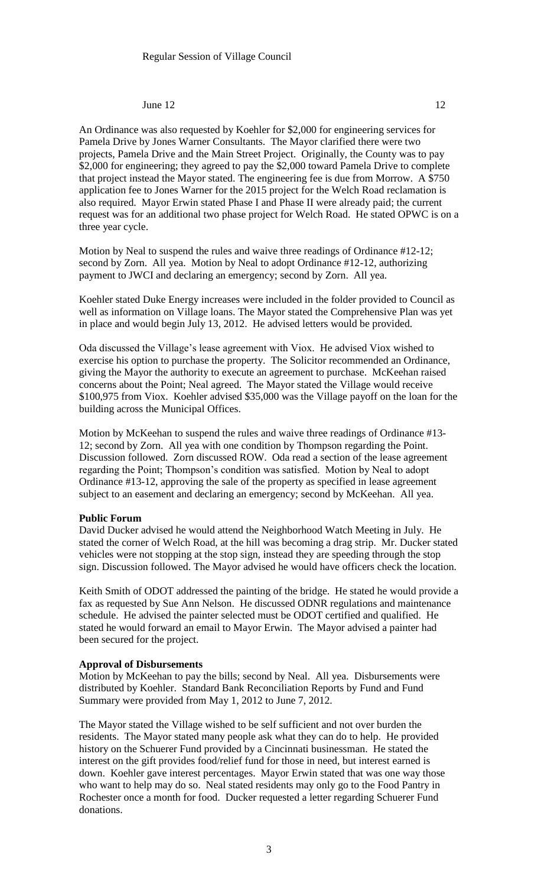An Ordinance was also requested by Koehler for $2,000 for engineering services for Pamela Drive by Jones Warner Consultants. The Mayor clarified there were two projects, Pamela Drive and the Main Street Project. Originally, the County was to pay $2,000 for engineering; they agreed to pay the $2,000 toward Pamela Drive to complete that project instead the Mayor stated. The engineering fee is due from Morrow. A $750 application fee to Jones Warner for the 2015 project for the Welch Road reclamation is also required. Mayor Erwin stated Phase I and Phase II were already paid; the current request was for an additional two phase project for Welch Road. He stated OPWC is on a three year cycle.

Motion by Neal to suspend the rules and waive three readings of Ordinance #12-12; second by Zorn. All yea. Motion by Neal to adopt Ordinance #12-12, authorizing payment to JWCI and declaring an emergency; second by Zorn. All yea.

Koehler stated Duke Energy increases were included in the folder provided to Council as well as information on Village loans. The Mayor stated the Comprehensive Plan was yet in place and would begin July 13, 2012. He advised letters would be provided.

Oda discussed the Village's lease agreement with Viox. He advised Viox wished to exercise his option to purchase the property. The Solicitor recommended an Ordinance, giving the Mayor the authority to execute an agreement to purchase. McKeehan raised concerns about the Point; Neal agreed. The Mayor stated the Village would receive $100,975 from Viox. Koehler advised $35,000 was the Village payoff on the loan for the building across the Municipal Offices.

Motion by McKeehan to suspend the rules and waive three readings of Ordinance #13-12; second by Zorn. All yea with one condition by Thompson regarding the Point. Discussion followed. Zorn discussed ROW. Oda read a section of the lease agreement regarding the Point; Thompson's condition was satisfied. Motion by Neal to adopt Ordinance #13-12, approving the sale of the property as specified in lease agreement subject to an easement and declaring an emergency; second by McKeehan. All yea.

**Public Forum**

David Ducker advised he would attend the Neighborhood Watch Meeting in July. He stated the corner of Welch Road, at the hill was becoming a drag strip. Mr. Ducker stated vehicles were not stopping at the stop sign, instead they are speeding through the stop sign. Discussion followed. The Mayor advised he would have officers check the location.

Keith Smith of ODOT addressed the painting of the bridge. He stated he would provide a fax as requested by Sue Ann Nelson. He discussed ODNR regulations and maintenance schedule. He advised the painter selected must be ODOT certified and qualified. He stated he would forward an email to Mayor Erwin. The Mayor advised a painter had been secured for the project.

**Approval of Disbursements**

Motion by McKeehan to pay the bills; second by Neal. All yea. Disbursements were distributed by Koehler. Standard Bank Reconciliation Reports by Fund and Fund Summary were provided from May 1, 2012 to June 7, 2012.

The Mayor stated the Village wished to be self sufficient and not over burden the residents. The Mayor stated many people ask what they can do to help. He provided history on the Schuerer Fund provided by a Cincinnati businessman. He stated the interest on the gift provides food/relief fund for those in need, but interest earned is down. Koehler gave interest percentages. Mayor Erwin stated that was one way those who want to help may do so. Neal stated residents may only go to the Food Pantry in Rochester once a month for food. Ducker requested a letter regarding Schuerer Fund donations.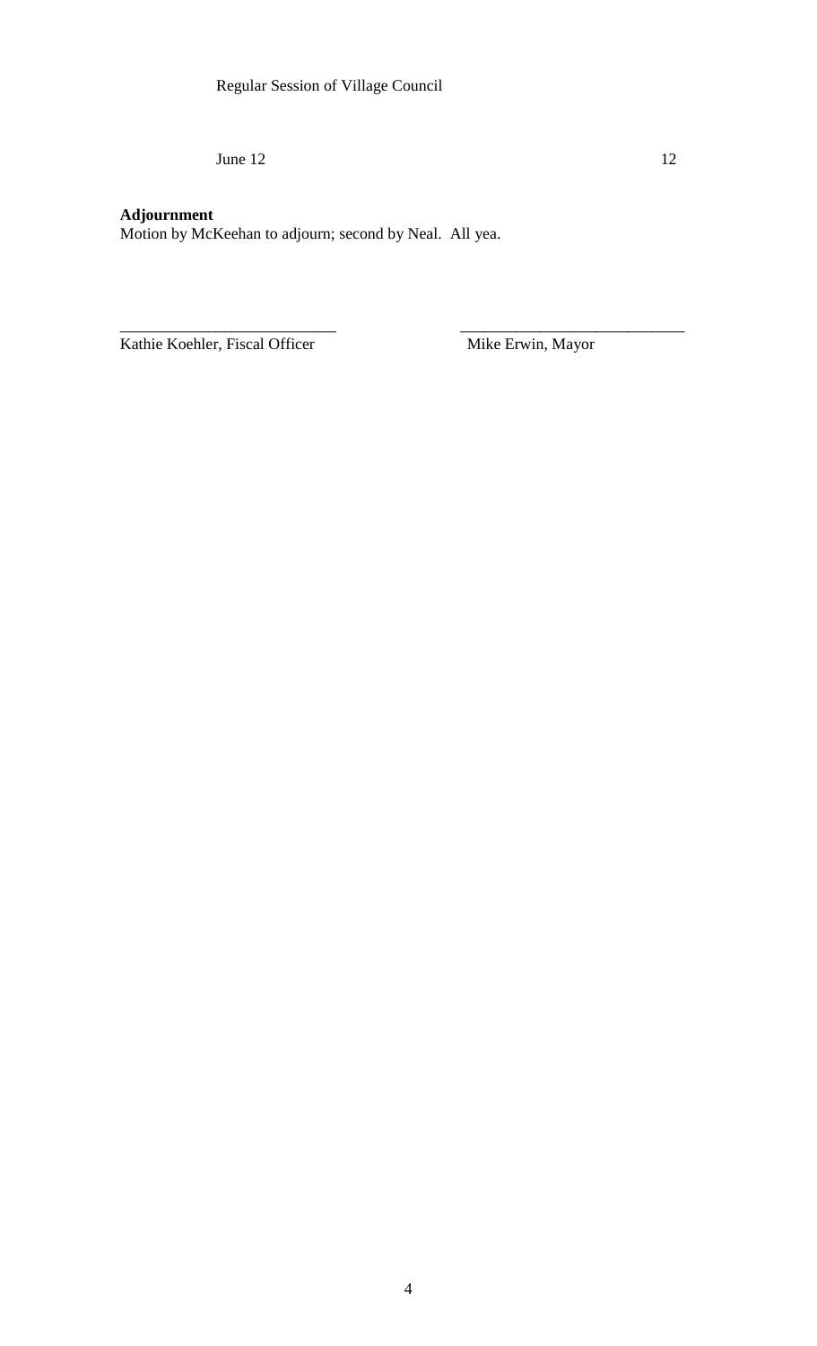**Adjournment**
Motion by McKeehan to adjourn; second by Neal. All yea.

\_\_\_\_\_\_\_\_\_\_\_\_\_\_\_\_\_\_\_\_\_\_\_\_\_\_\_ \_\_\_\_\_\_\_\_\_\_\_\_\_\_\_\_\_\_\_\_\_\_\_\_\_\_\_\_
Kathie Koehler, Fiscal Officer Mike Erwin, Mayor